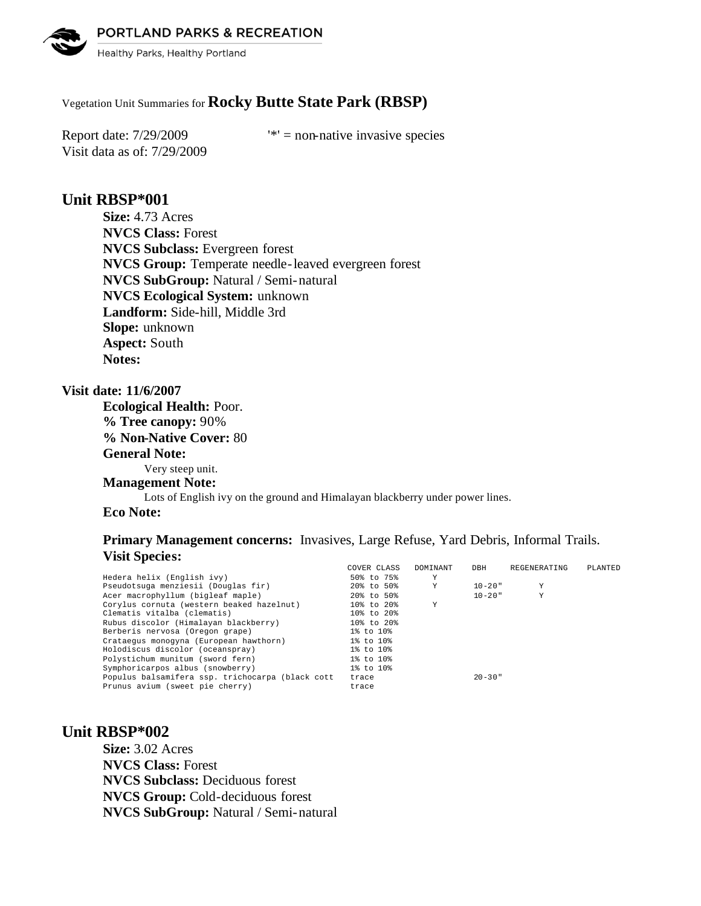Vegetation Unit Summaries for **Rocky Butte State Park (RBSP)**

Report date: 7/29/2009 '*' = non-native invasive species
Visit data as of: 7/29/2009

## Unit RBSP*001

**Size:** 4.73 Acres
**NVCS Class:** Forest
**NVCS Subclass:** Evergreen forest
**NVCS Group:** Temperate needle-leaved evergreen forest
**NVCS SubGroup:** Natural / Semi-natural
**NVCS Ecological System:** unknown
**Landform:** Side-hill, Middle 3rd
**Slope:** unknown
**Aspect:** South
**Notes:**

### Visit date: 11/6/2007

**Ecological Health:** Poor.
**% Tree canopy:** 90%
**% Non-Native Cover:** 80
**General Note:**

Very steep unit.

**Management Note:**

Lots of English ivy on the ground and Himalayan blackberry under power lines.

**Eco Note:**

**Primary Management concerns:** Invasives, Large Refuse, Yard Debris, Informal Trails.
**Visit Species:**

| | COVER CLASS | DOMINANT | DBH | REGENERATING | PLANTED |
|---|---|---|---|---|---|
| Hedera helix (English ivy) | 50% to 75% | Y | | | |
| Pseudotsuga menziesii (Douglas fir) | 20% to 50% | Y | 10-20" | Y | |
| Acer macrophyllum (bigleaf maple) | 20% to 50% | | 10-20" | Y | |
| Corylus cornuta (western beaked hazelnut) | 10% to 20% | Y | | | |
| Clematis vitalba (clematis) | 10% to 20% | | | | |
| Rubus discolor (Himalayan blackberry) | 10% to 20% | | | | |
| Berberis nervosa (Oregon grape) | 1% to 10% | | | | |
| Crataegus monogyna (European hawthorn) | 1% to 10% | | | | |
| Holodiscus discolor (oceanspray) | 1% to 10% | | | | |
| Polystichum munitum (sword fern) | 1% to 10% | | | | |
| Symphoricarpos albus (snowberry) | 1% to 10% | | | | |
| Populus balsamifera ssp. trichocarpa (black cott | trace | | 20-30" | | |
| Prunus avium (sweet pie cherry) | trace | | | | |

## Unit RBSP*002

**Size:** 3.02 Acres
**NVCS Class:** Forest
**NVCS Subclass:** Deciduous forest
**NVCS Group:** Cold-deciduous forest
**NVCS SubGroup:** Natural / Semi-natural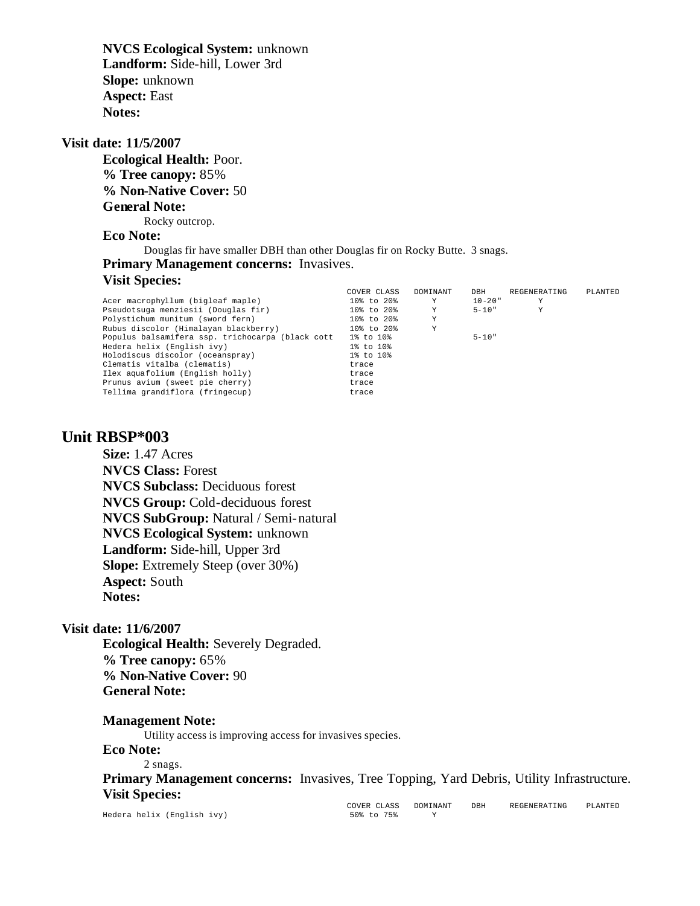**NVCS Ecological System:** unknown
**Landform:** Side-hill, Lower 3rd
**Slope:** unknown
**Aspect:** East
**Notes:**

**Visit date: 11/5/2007**

**Ecological Health:** Poor.
**% Tree canopy:** 85%
**% Non-Native Cover:** 50
**General Note:**

Rocky outcrop.

**Eco Note:**

Douglas fir have smaller DBH than other Douglas fir on Rocky Butte. 3 snags.

**Primary Management concerns:** Invasives.

**Visit Species:**

| | COVER CLASS | DOMINANT | DBH | REGENERATING | PLANTED |
|---|---|---|---|---|---|
| Acer macrophyllum (bigleaf maple) | 10% to 20% | Y | 10-20" | Y | |
| Pseudotsuga menziesii (Douglas fir) | 10% to 20% | Y | 5-10" | Y | |
| Polystichum munitum (sword fern) | 10% to 20% | Y | | | |
| Rubus discolor (Himalayan blackberry) | 10% to 20% | Y | | | |
| Populus balsamifera ssp. trichocarpa (black cott | 1% to 10% | | 5-10" | | |
| Hedera helix (English ivy) | 1% to 10% | | | | |
| Holodiscus discolor (oceanspray) | 1% to 10% | | | | |
| Clematis vitalba (clematis) | trace | | | | |
| Ilex aquafolium (English holly) | trace | | | | |
| Prunus avium (sweet pie cherry) | trace | | | | |
| Tellima grandiflora (fringecup) | trace | | | | |

## Unit RBSP*003

**Size:** 1.47 Acres
**NVCS Class:** Forest
**NVCS Subclass:** Deciduous forest
**NVCS Group:** Cold-deciduous forest
**NVCS SubGroup:** Natural / Semi-natural
**NVCS Ecological System:** unknown
**Landform:** Side-hill, Upper 3rd
**Slope:** Extremely Steep (over 30%)
**Aspect:** South
**Notes:**

**Visit date: 11/6/2007**

**Ecological Health:** Severely Degraded.
**% Tree canopy:** 65%
**% Non-Native Cover:** 90
**General Note:**

**Management Note:**

Utility access is improving access for invasives species.

**Eco Note:**

2 snags.

**Primary Management concerns:** Invasives, Tree Topping, Yard Debris, Utility Infrastructure.

**Visit Species:**

| | COVER CLASS | DOMINANT | DBH | REGENERATING | PLANTED |
|---|---|---|---|---|---|
| Hedera helix (English ivy) | 50% to 75% | Y | | | |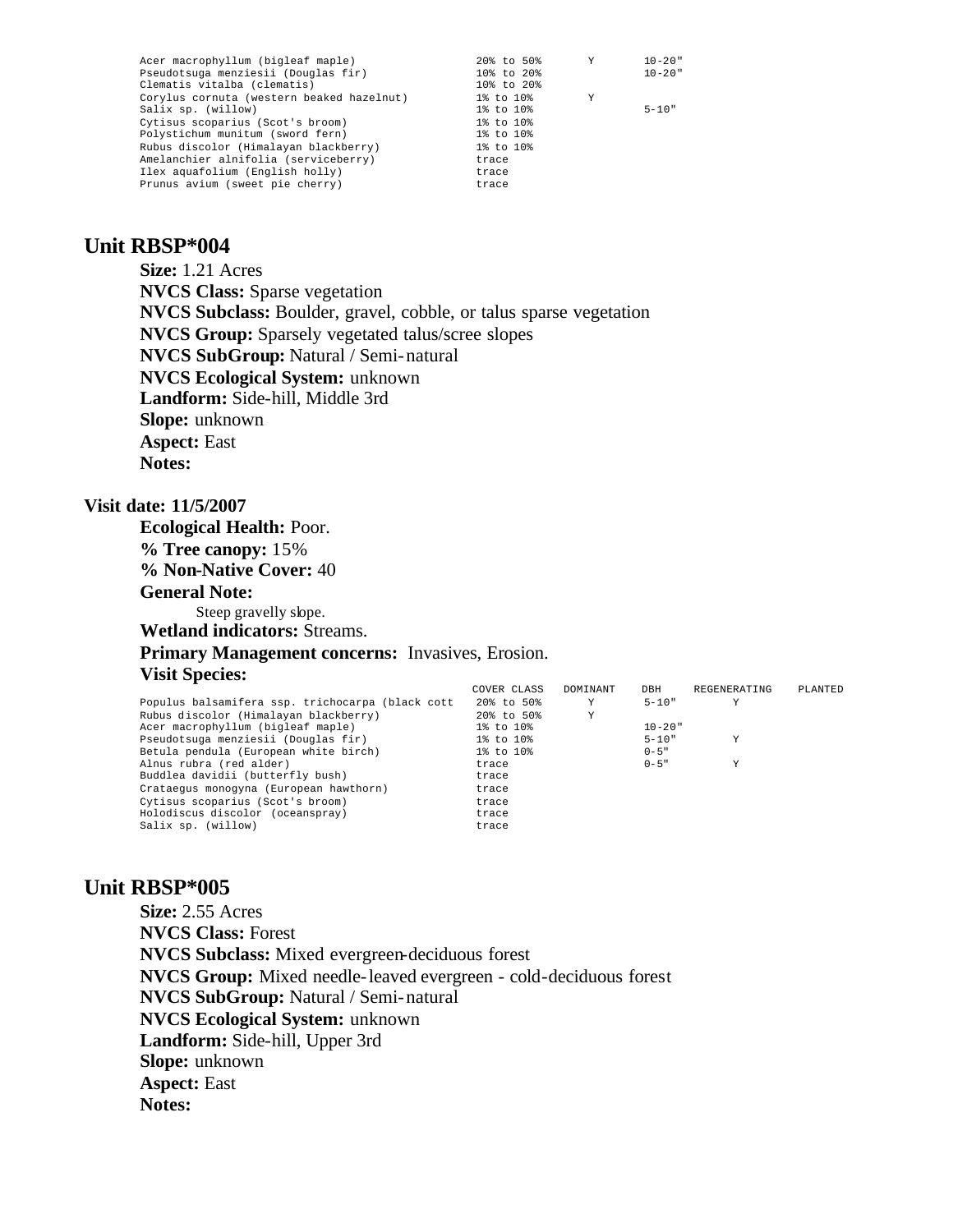| | COVER CLASS | DOMINANT | DBH | REGENERATING | PLANTED |
|---|---|---|---|---|---|
| Acer macrophyllum (bigleaf maple) | 20% to 50% | Y | 10-20" | | |
| Pseudotsuga menziesii (Douglas fir) | 10% to 20% | | 10-20" | | |
| Clematis vitalba (clematis) | 10% to 20% | | | | |
| Corylus cornuta (western beaked hazelnut) | 1% to 10% | Y | | | |
| Salix sp. (willow) | 1% to 10% | | 5-10" | | |
| Cytisus scoparius (Scot's broom) | 1% to 10% | | | | |
| Polystichum munitum (sword fern) | 1% to 10% | | | | |
| Rubus discolor (Himalayan blackberry) | 1% to 10% | | | | |
| Amelanchier alnifolia (serviceberry) | trace | | | | |
| Ilex aquafolium (English holly) | trace | | | | |
| Prunus avium (sweet pie cherry) | trace | | | | |

## Unit RBSP*004

**Size:** 1.21 Acres
**NVCS Class:** Sparse vegetation
**NVCS Subclass:** Boulder, gravel, cobble, or talus sparse vegetation
**NVCS Group:** Sparsely vegetated talus/scree slopes
**NVCS SubGroup:** Natural / Semi-natural
**NVCS Ecological System:** unknown
**Landform:** Side-hill, Middle 3rd
**Slope:** unknown
**Aspect:** East
**Notes:**

### Visit date: 11/5/2007

**Ecological Health:** Poor.
**% Tree canopy:** 15%
**% Non-Native Cover:** 40
**General Note:**

Steep gravelly slope.

**Wetland indicators:** Streams.
**Primary Management concerns:** Invasives, Erosion.
**Visit Species:**

| | COVER CLASS | DOMINANT | DBH | REGENERATING | PLANTED |
|---|---|---|---|---|---|
| Populus balsamifera ssp. trichocarpa (black cott | 20% to 50% | Y | 5-10" | Y | |
| Rubus discolor (Himalayan blackberry) | 20% to 50% | Y | | | |
| Acer macrophyllum (bigleaf maple) | 1% to 10% | | 10-20" | | |
| Pseudotsuga menziesii (Douglas fir) | 1% to 10% | | 5-10" | Y | |
| Betula pendula (European white birch) | 1% to 10% | | 0-5" | | |
| Alnus rubra (red alder) | trace | | 0-5" | Y | |
| Buddlea davidii (butterfly bush) | trace | | | | |
| Crataegus monogyna (European hawthorn) | trace | | | | |
| Cytisus scoparius (Scot's broom) | trace | | | | |
| Holodiscus discolor (oceanspray) | trace | | | | |
| Salix sp. (willow) | trace | | | | |

## Unit RBSP*005

**Size:** 2.55 Acres
**NVCS Class:** Forest
**NVCS Subclass:** Mixed evergreen-deciduous forest
**NVCS Group:** Mixed needle-leaved evergreen - cold-deciduous forest
**NVCS SubGroup:** Natural / Semi-natural
**NVCS Ecological System:** unknown
**Landform:** Side-hill, Upper 3rd
**Slope:** unknown
**Aspect:** East
**Notes:**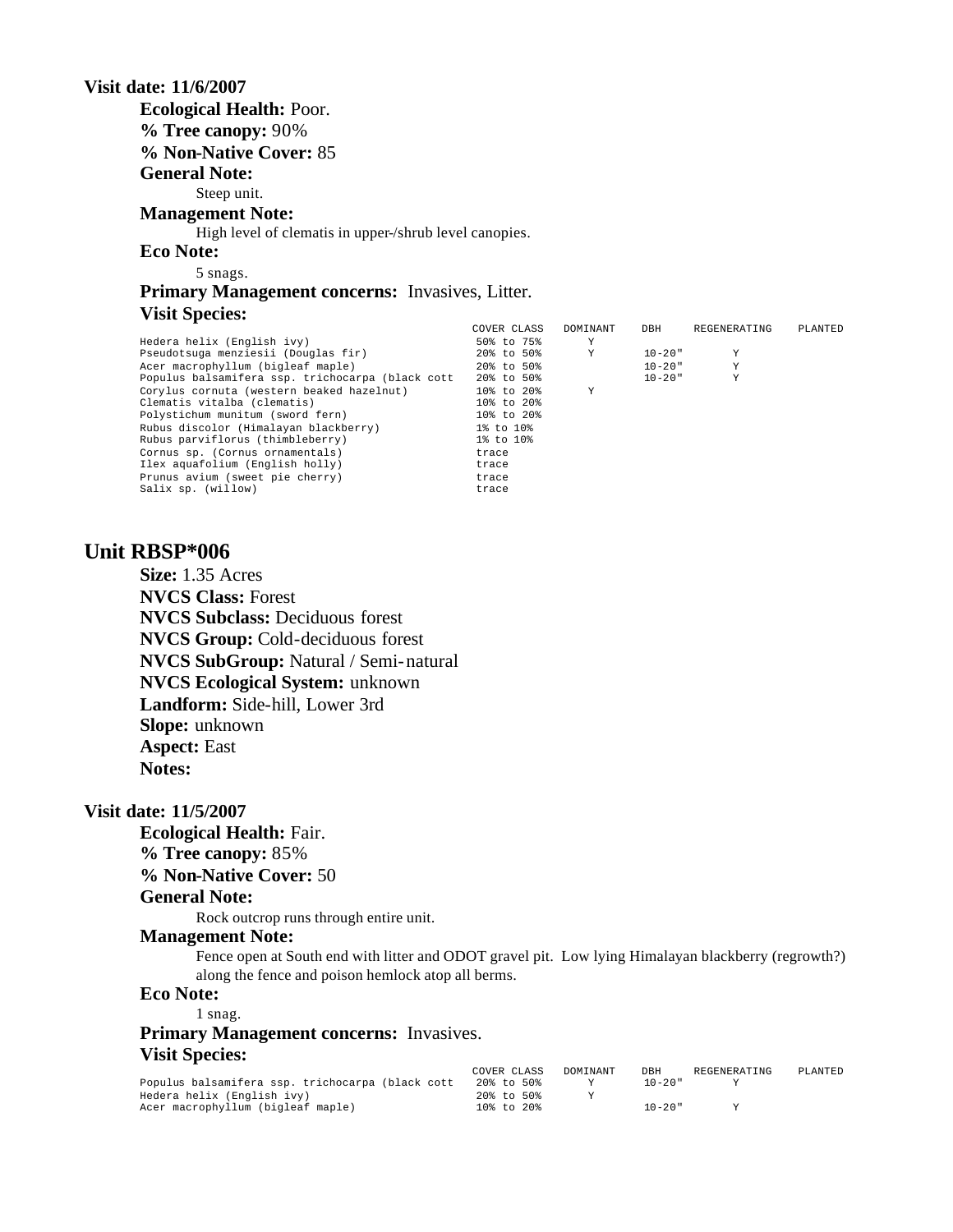**Visit date: 11/6/2007**

**Ecological Health:** Poor.

**% Tree canopy:** 90%

**% Non-Native Cover:** 85

**General Note:**

Steep unit.

**Management Note:**

High level of clematis in upper-/shrub level canopies.

**Eco Note:**

5 snags.

**Primary Management concerns:** Invasives, Litter.

**Visit Species:**

| | COVER CLASS | DOMINANT | DBH | REGENERATING | PLANTED |
|---|---|---|---|---|---|
| Hedera helix (English ivy) | 50% to 75% | Y | | | |
| Pseudotsuga menziesii (Douglas fir) | 20% to 50% | Y | 10-20" | Y | |
| Acer macrophyllum (bigleaf maple) | 20% to 50% | | 10-20" | Y | |
| Populus balsamifera ssp. trichocarpa (black cott | 20% to 50% | | 10-20" | Y | |
| Corylus cornuta (western beaked hazelnut) | 10% to 20% | Y | | | |
| Clematis vitalba (clematis) | 10% to 20% | | | | |
| Polystichum munitum (sword fern) | 10% to 20% | | | | |
| Rubus discolor (Himalayan blackberry) | 1% to 10% | | | | |
| Rubus parviflorus (thimbleberry) | 1% to 10% | | | | |
| Cornus sp. (Cornus ornamentals) | trace | | | | |
| Ilex aquafolium (English holly) | trace | | | | |
| Prunus avium (sweet pie cherry) | trace | | | | |
| Salix sp. (willow) | trace | | | | |

## Unit RBSP*006

**Size:** 1.35 Acres

**NVCS Class:** Forest

**NVCS Subclass:** Deciduous forest

**NVCS Group:** Cold-deciduous forest

**NVCS SubGroup:** Natural / Semi-natural

**NVCS Ecological System:** unknown

**Landform:** Side-hill, Lower 3rd

**Slope:** unknown

**Aspect:** East

**Notes:**

**Visit date: 11/5/2007**

**Ecological Health:** Fair.

**% Tree canopy:** 85%

**% Non-Native Cover:** 50

**General Note:**

Rock outcrop runs through entire unit.

**Management Note:**

Fence open at South end with litter and ODOT gravel pit. Low lying Himalayan blackberry (regrowth?) along the fence and poison hemlock atop all berms.

**Eco Note:**

1 snag.

**Primary Management concerns:** Invasives.

**Visit Species:**

| | COVER CLASS | DOMINANT | DBH | REGENERATING | PLANTED |
|---|---|---|---|---|---|
| Populus balsamifera ssp. trichocarpa (black cott | 20% to 50% | Y | 10-20" | Y | |
| Hedera helix (English ivy) | 20% to 50% | Y | | | |
| Acer macrophyllum (bigleaf maple) | 10% to 20% | | 10-20" | Y | |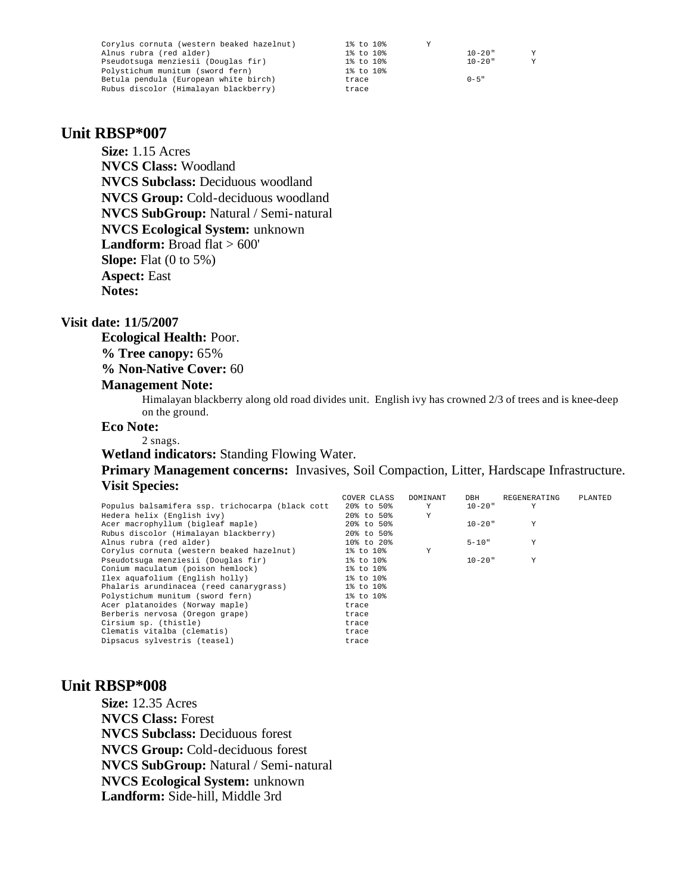| | | | | | |
|---|---|---|---|---|---|
| Corylus cornuta (western beaked hazelnut) | 1% to 10% | Y | | | |
| Alnus rubra (red alder) | 1% to 10% | | 10-20" | Y | |
| Pseudotsuga menziesii (Douglas fir) | 1% to 10% | | 10-20" | Y | |
| Polystichum munitum (sword fern) | 1% to 10% | | | | |
| Betula pendula (European white birch) | trace | | 0-5" | | |
| Rubus discolor (Himalayan blackberry) | trace | | | | |

## Unit RBSP*007

**Size:** 1.15 Acres
**NVCS Class:** Woodland
**NVCS Subclass:** Deciduous woodland
**NVCS Group:** Cold-deciduous woodland
**NVCS SubGroup:** Natural / Semi-natural
**NVCS Ecological System:** unknown
**Landform:** Broad flat > 600'
**Slope:** Flat (0 to 5%)
**Aspect:** East
**Notes:**

### Visit date: 11/5/2007

**Ecological Health:** Poor.
**% Tree canopy:** 65%
**% Non-Native Cover:** 60
**Management Note:**

Himalayan blackberry along old road divides unit. English ivy has crowned 2/3 of trees and is knee-deep on the ground.

**Eco Note:**

2 snags.

**Wetland indicators:** Standing Flowing Water.
**Primary Management concerns:** Invasives, Soil Compaction, Litter, Hardscape Infrastructure.
**Visit Species:**

| | COVER CLASS | DOMINANT | DBH | REGENERATING | PLANTED |
|---|---|---|---|---|---|
| Populus balsamifera ssp. trichocarpa (black cott | 20% to 50% | Y | 10-20" | Y | |
| Hedera helix (English ivy) | 20% to 50% | Y | | | |
| Acer macrophyllum (bigleaf maple) | 20% to 50% | | 10-20" | Y | |
| Rubus discolor (Himalayan blackberry) | 20% to 50% | | | | |
| Alnus rubra (red alder) | 10% to 20% | | 5-10" | Y | |
| Corylus cornuta (western beaked hazelnut) | 1% to 10% | Y | | | |
| Pseudotsuga menziesii (Douglas fir) | 1% to 10% | | 10-20" | Y | |
| Conium maculatum (poison hemlock) | 1% to 10% | | | | |
| Ilex aquafolium (English holly) | 1% to 10% | | | | |
| Phalaris arundinacea (reed canarygrass) | 1% to 10% | | | | |
| Polystichum munitum (sword fern) | 1% to 10% | | | | |
| Acer platanoides (Norway maple) | trace | | | | |
| Berberis nervosa (Oregon grape) | trace | | | | |
| Cirsium sp. (thistle) | trace | | | | |
| Clematis vitalba (clematis) | trace | | | | |
| Dipsacus sylvestris (teasel) | trace | | | | |

## Unit RBSP*008

**Size:** 12.35 Acres
**NVCS Class:** Forest
**NVCS Subclass:** Deciduous forest
**NVCS Group:** Cold-deciduous forest
**NVCS SubGroup:** Natural / Semi-natural
**NVCS Ecological System:** unknown
**Landform:** Side-hill, Middle 3rd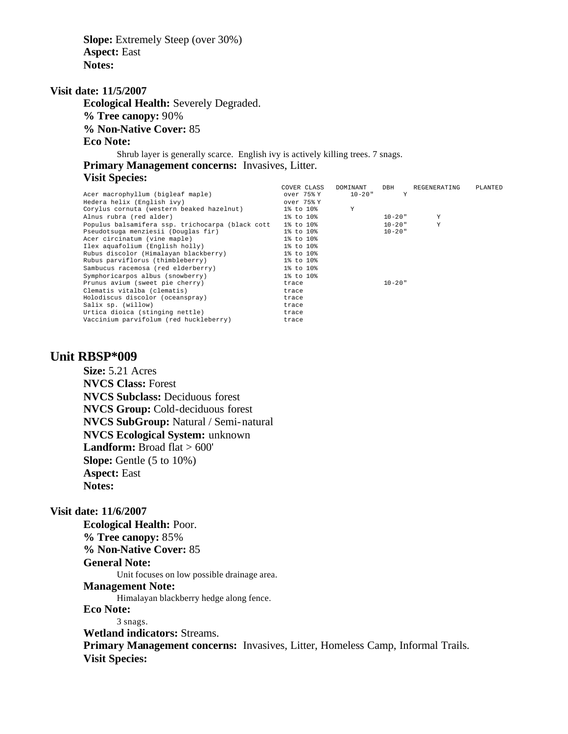**Slope:** Extremely Steep (over 30%)
**Aspect:** East
**Notes:**

**Visit date: 11/5/2007**

**Ecological Health:** Severely Degraded.
**% Tree canopy:** 90%
**% Non-Native Cover:** 85
**Eco Note:**

Shrub layer is generally scarce. English ivy is actively killing trees. 7 snags.

**Primary Management concerns:** Invasives, Litter.
**Visit Species:**

| | COVER CLASS | DOMINANT | DBH | REGENERATING | PLANTED |
|---|---|---|---|---|---|
| Acer macrophyllum (bigleaf maple) | over 75% | Y | 10-20" | Y | |
| Hedera helix (English ivy) | over 75% | Y | | | |
| Corylus cornuta (western beaked hazelnut) | 1% to 10% | Y | | | |
| Alnus rubra (red alder) | 1% to 10% | | 10-20" | Y | |
| Populus balsamifera ssp. trichocarpa (black cott | 1% to 10% | | 10-20" | Y | |
| Pseudotsuga menziesii (Douglas fir) | 1% to 10% | | 10-20" | | |
| Acer circinatum (vine maple) | 1% to 10% | | | | |
| Ilex aquafolium (English holly) | 1% to 10% | | | | |
| Rubus discolor (Himalayan blackberry) | 1% to 10% | | | | |
| Rubus parviflorus (thimbleberry) | 1% to 10% | | | | |
| Sambucus racemosa (red elderberry) | 1% to 10% | | | | |
| Symphoricarpos albus (snowberry) | 1% to 10% | | | | |
| Prunus avium (sweet pie cherry) | trace | | 10-20" | | |
| Clematis vitalba (clematis) | trace | | | | |
| Holodiscus discolor (oceanspray) | trace | | | | |
| Salix sp. (willow) | trace | | | | |
| Urtica dioica (stinging nettle) | trace | | | | |
| Vaccinium parvifolum (red huckleberry) | trace | | | | |

## Unit RBSP*009

**Size:** 5.21 Acres
**NVCS Class:** Forest
**NVCS Subclass:** Deciduous forest
**NVCS Group:** Cold-deciduous forest
**NVCS SubGroup:** Natural / Semi-natural
**NVCS Ecological System:** unknown
**Landform:** Broad flat > 600'
**Slope:** Gentle (5 to 10%)
**Aspect:** East
**Notes:**

**Visit date: 11/6/2007**

**Ecological Health:** Poor.
**% Tree canopy:** 85%
**% Non-Native Cover:** 85
**General Note:**

Unit focuses on low possible drainage area.

**Management Note:**

Himalayan blackberry hedge along fence.

**Eco Note:**

3 snags.

**Wetland indicators:** Streams.
**Primary Management concerns:** Invasives, Litter, Homeless Camp, Informal Trails.
**Visit Species:**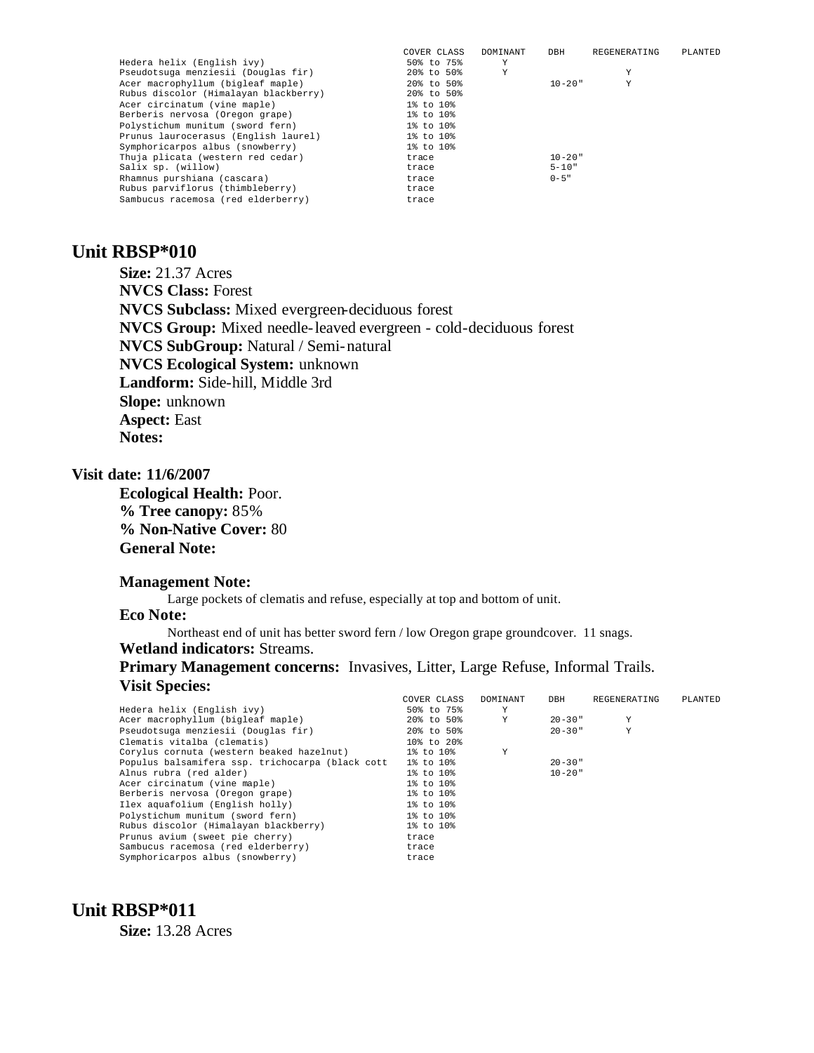| | COVER CLASS | DOMINANT | DBH | REGENERATING | PLANTED |
|---|---|---|---|---|---|
| Hedera helix (English ivy) | 50% to 75% | Y | | | |
| Pseudotsuga menziesii (Douglas fir) | 20% to 50% | Y | | Y | |
| Acer macrophyllum (bigleaf maple) | 20% to 50% | | 10-20" | Y | |
| Rubus discolor (Himalayan blackberry) | 20% to 50% | | | | |
| Acer circinatum (vine maple) | 1% to 10% | | | | |
| Berberis nervosa (Oregon grape) | 1% to 10% | | | | |
| Polystichum munitum (sword fern) | 1% to 10% | | | | |
| Prunus laurocerasus (English laurel) | 1% to 10% | | | | |
| Symphoricarpos albus (snowberry) | 1% to 10% | | | | |
| Thuja plicata (western red cedar) | trace | | 10-20" | | |
| Salix sp. (willow) | trace | | 5-10" | | |
| Rhamnus purshiana (cascara) | trace | | 0-5" | | |
| Rubus parviflorus (thimbleberry) | trace | | | | |
| Sambucus racemosa (red elderberry) | trace | | | | |

## Unit RBSP*010

**Size:** 21.37 Acres
**NVCS Class:** Forest
**NVCS Subclass:** Mixed evergreen-deciduous forest
**NVCS Group:** Mixed needle-leaved evergreen - cold-deciduous forest
**NVCS SubGroup:** Natural / Semi-natural
**NVCS Ecological System:** unknown
**Landform:** Side-hill, Middle 3rd
**Slope:** unknown
**Aspect:** East
**Notes:**

### Visit date: 11/6/2007

**Ecological Health:** Poor.
**% Tree canopy:** 85%
**% Non-Native Cover:** 80
**General Note:**

**Management Note:**

Large pockets of clematis and refuse, especially at top and bottom of unit.

**Eco Note:**

Northeast end of unit has better sword fern / low Oregon grape groundcover. 11 snags.

**Wetland indicators:** Streams.

**Primary Management concerns:** Invasives, Litter, Large Refuse, Informal Trails.

**Visit Species:**

| | COVER CLASS | DOMINANT | DBH | REGENERATING | PLANTED |
|---|---|---|---|---|---|
| Hedera helix (English ivy) | 50% to 75% | Y | | | |
| Acer macrophyllum (bigleaf maple) | 20% to 50% | Y | 20-30" | Y | |
| Pseudotsuga menziesii (Douglas fir) | 20% to 50% | | 20-30" | Y | |
| Clematis vitalba (clematis) | 10% to 20% | | | | |
| Corylus cornuta (western beaked hazelnut) | 1% to 10% | Y | | | |
| Populus balsamifera ssp. trichocarpa (black cott | 1% to 10% | | 20-30" | | |
| Alnus rubra (red alder) | 1% to 10% | | 10-20" | | |
| Acer circinatum (vine maple) | 1% to 10% | | | | |
| Berberis nervosa (Oregon grape) | 1% to 10% | | | | |
| Ilex aquafolium (English holly) | 1% to 10% | | | | |
| Polystichum munitum (sword fern) | 1% to 10% | | | | |
| Rubus discolor (Himalayan blackberry) | 1% to 10% | | | | |
| Prunus avium (sweet pie cherry) | trace | | | | |
| Sambucus racemosa (red elderberry) | trace | | | | |
| Symphoricarpos albus (snowberry) | trace | | | | |

## Unit RBSP*011

**Size:** 13.28 Acres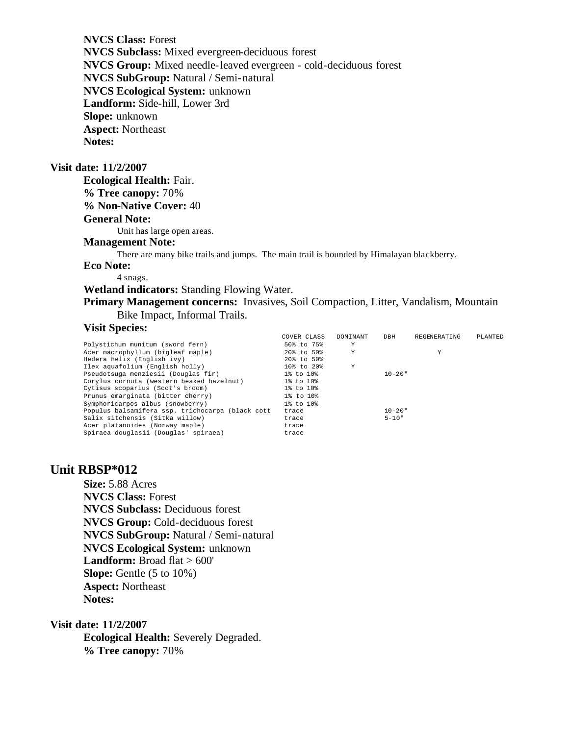**NVCS Class:** Forest
**NVCS Subclass:** Mixed evergreen-deciduous forest
**NVCS Group:** Mixed needle-leaved evergreen - cold-deciduous forest
**NVCS SubGroup:** Natural / Semi-natural
**NVCS Ecological System:** unknown
**Landform:** Side-hill, Lower 3rd
**Slope:** unknown
**Aspect:** Northeast
**Notes:**

**Visit date: 11/2/2007**

**Ecological Health:** Fair.
**% Tree canopy:** 70%
**% Non-Native Cover:** 40

**General Note:**

Unit has large open areas.

**Management Note:**

There are many bike trails and jumps. The main trail is bounded by Himalayan blackberry.

**Eco Note:**

4 snags.

**Wetland indicators:** Standing Flowing Water.

**Primary Management concerns:** Invasives, Soil Compaction, Litter, Vandalism, Mountain Bike Impact, Informal Trails.

**Visit Species:**

| | COVER CLASS | DOMINANT | DBH | REGENERATING | PLANTED |
|---|---|---|---|---|---|
| Polystichum munitum (sword fern) | 50% to 75% | Y | | | |
| Acer macrophyllum (bigleaf maple) | 20% to 50% | Y | | Y | |
| Hedera helix (English ivy) | 20% to 50% | | | | |
| Ilex aquafolium (English holly) | 10% to 20% | Y | | | |
| Pseudotsuga menziesii (Douglas fir) | 1% to 10% | | 10-20" | | |
| Corylus cornuta (western beaked hazelnut) | 1% to 10% | | | | |
| Cytisus scoparius (Scot's broom) | 1% to 10% | | | | |
| Prunus emarginata (bitter cherry) | 1% to 10% | | | | |
| Symphoricarpos albus (snowberry) | 1% to 10% | | | | |
| Populus balsamifera ssp. trichocarpa (black cott | trace | | 10-20" | | |
| Salix sitchensis (Sitka willow) | trace | | 5-10" | | |
| Acer platanoides (Norway maple) | trace | | | | |
| Spiraea douglasii (Douglas' spiraea) | trace | | | | |

## Unit RBSP*012

**Size:** 5.88 Acres
**NVCS Class:** Forest
**NVCS Subclass:** Deciduous forest
**NVCS Group:** Cold-deciduous forest
**NVCS SubGroup:** Natural / Semi-natural
**NVCS Ecological System:** unknown
**Landform:** Broad flat > 600'
**Slope:** Gentle (5 to 10%)
**Aspect:** Northeast
**Notes:**

**Visit date: 11/2/2007**

**Ecological Health:** Severely Degraded.
**% Tree canopy:** 70%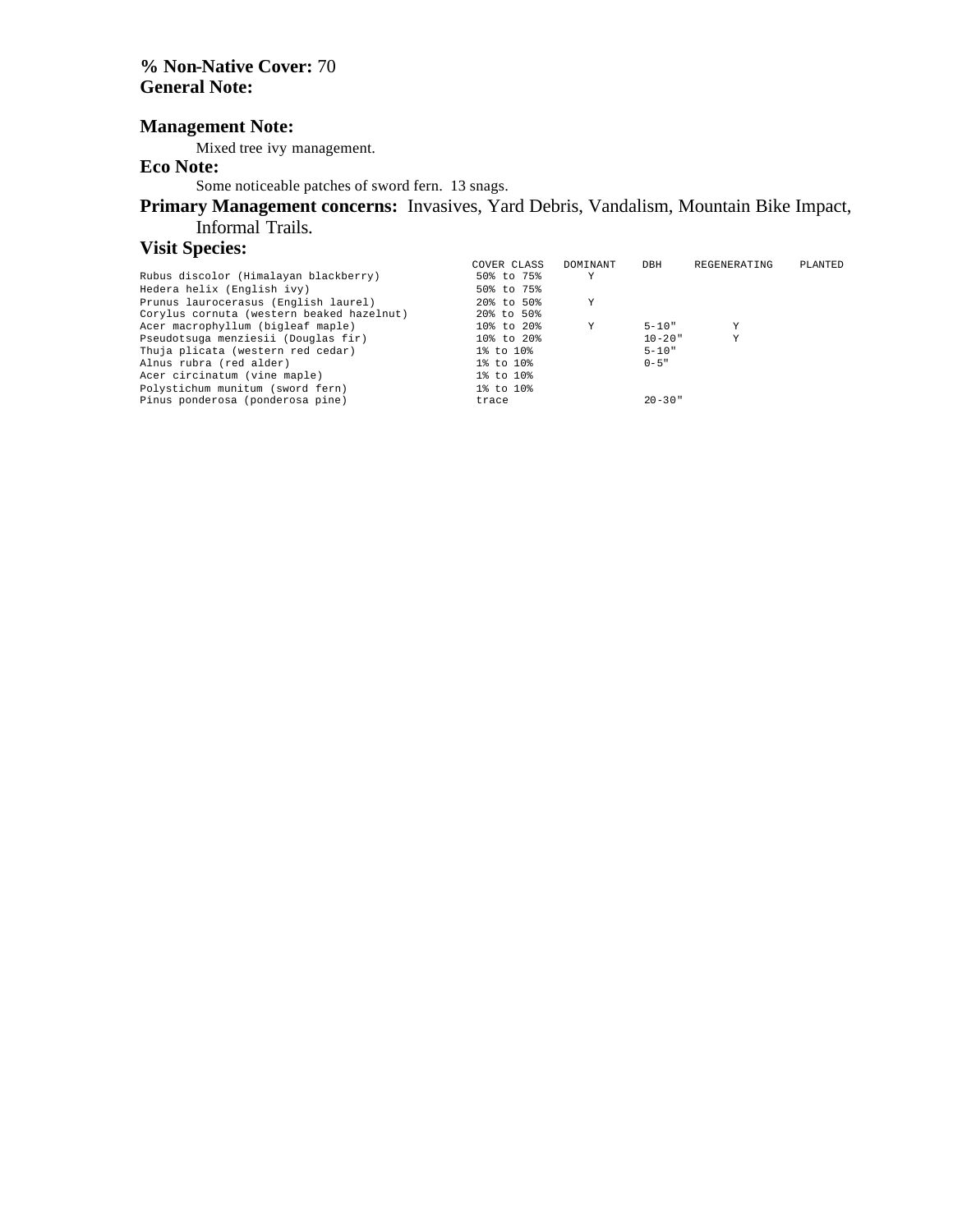**% Non-Native Cover:** 70
**General Note:**

**Management Note:**

Mixed tree ivy management.

**Eco Note:**

Some noticeable patches of sword fern. 13 snags.

**Primary Management concerns:** Invasives, Yard Debris, Vandalism, Mountain Bike Impact, Informal Trails.

**Visit Species:**

| | COVER CLASS | DOMINANT | DBH | REGENERATING | PLANTED |
|---|---|---|---|---|---|
| Rubus discolor (Himalayan blackberry) | 50% to 75% | Y | | | |
| Hedera helix (English ivy) | 50% to 75% | | | | |
| Prunus laurocerasus (English laurel) | 20% to 50% | Y | | | |
| Corylus cornuta (western beaked hazelnut) | 20% to 50% | | | | |
| Acer macrophyllum (bigleaf maple) | 10% to 20% | Y | 5-10" | Y | |
| Pseudotsuga menziesii (Douglas fir) | 10% to 20% | | 10-20" | Y | |
| Thuja plicata (western red cedar) | 1% to 10% | | 5-10" | | |
| Alnus rubra (red alder) | 1% to 10% | | 0-5" | | |
| Acer circinatum (vine maple) | 1% to 10% | | | | |
| Polystichum munitum (sword fern) | 1% to 10% | | | | |
| Pinus ponderosa (ponderosa pine) | trace | | 20-30" | | |